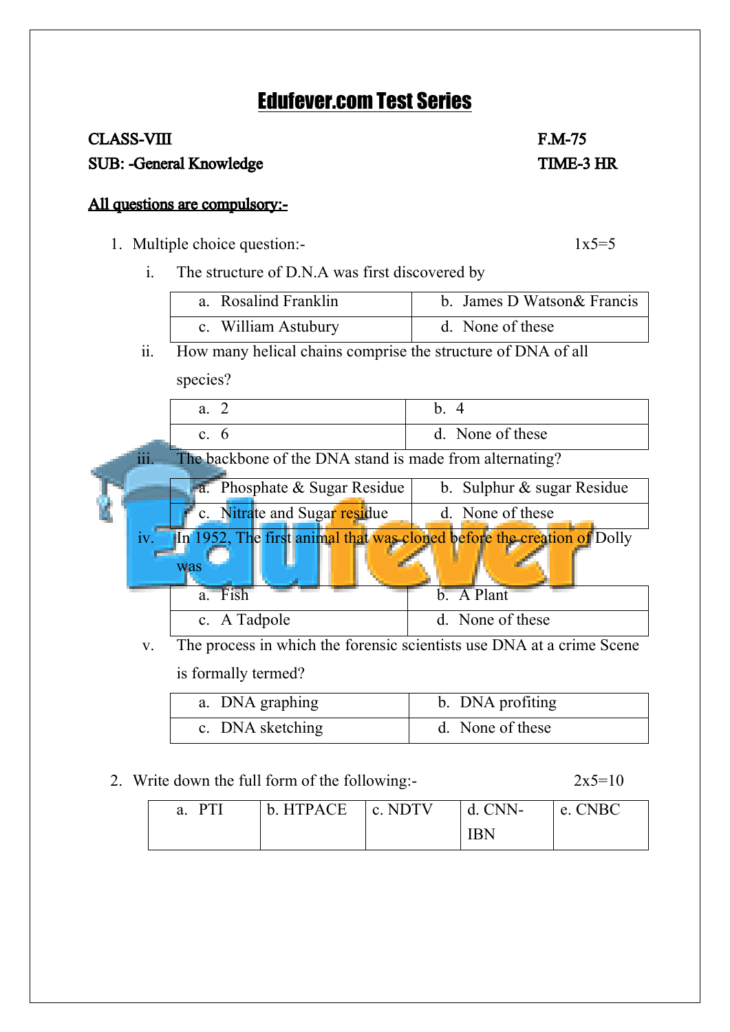# Edufever.com Test Series

**CLASS-VIII** | **F.M-75**

**SUB: -General Knowledge** | **TIME-3 HR**

**All questions are compulsory:-**

1. Multiple choice question:- 1x5=5

   i. The structure of D.N.A was first discovered by

| a. Rosalind Franklin | b. James D Watson& Francis |
|---|---|
| c. William Astubury | d. None of these |

   ii. How many helical chains comprise the structure of DNA of all species?

| a. 2 | b. 4 |
|---|---|
| c. 6 | d. None of these |

   iii. The backbone of the DNA stand is made from alternating?

| a. Phosphate & Sugar Residue | b. Sulphur & sugar Residue |
|---|---|
| c. Nitrate and Sugar residue | d. None of these |

   iv. In 1952, The first animal that was cloned before the creation of Dolly was

| a. Fish | b. A Plant |
|---|---|
| c. A Tadpole | d. None of these |

   v. The process in which the forensic scientists use DNA at a crime Scene is formally termed?

| a. DNA graphing | b. DNA profiting |
|---|---|
| c. DNA sketching | d. None of these |

2. Write down the full form of the following:- 2x5=10

| a. PTI | b. HTPACE | c. NDTV | d. CNN-IBN | e. CNBC |
|---|---|---|---|---|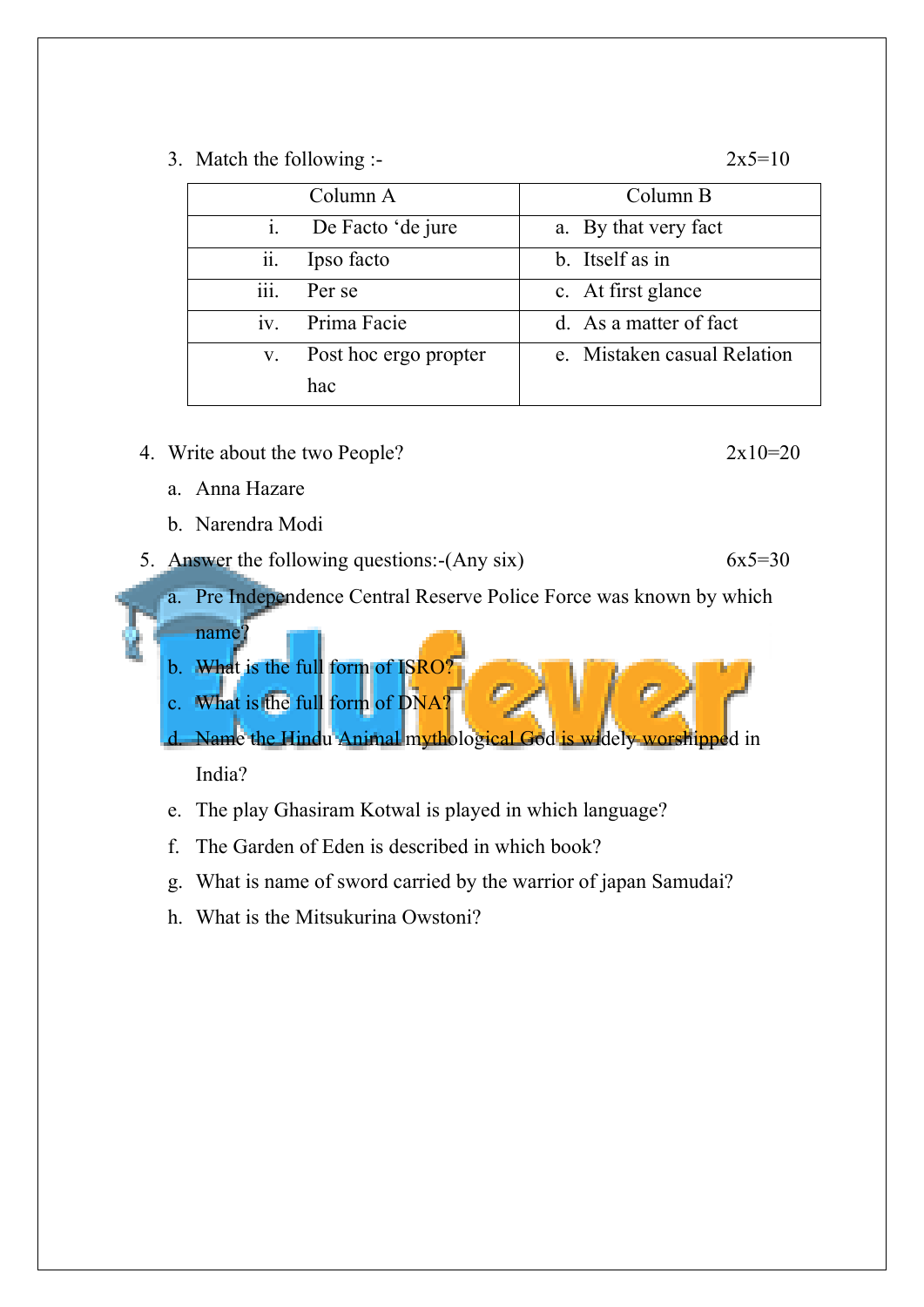3. Match the following :- 2x5=10

| Column A | Column B |
|---|---|
| i. De Facto 'de jure | a. By that very fact |
| ii. Ipso facto | b. Itself as in |
| iii. Per se | c. At first glance |
| iv. Prima Facie | d. As a matter of fact |
| v. Post hoc ergo propter hac | e. Mistaken casual Relation |

4. Write about the two People? 2x10=20
   a. Anna Hazare
   b. Narendra Modi
5. Answer the following questions:-(Any six) 6x5=30
   a. Pre Independence Central Reserve Police Force was known by which name?
   b. What is the full form of ISRO?
   c. What is the full form of DNA?
   d. Name the Hindu Animal mythological God is widely worshipped in India?
   e. The play Ghasiram Kotwal is played in which language?
   f. The Garden of Eden is described in which book?
   g. What is name of sword carried by the warrior of japan Samudai?
   h. What is the Mitsukurina Owstoni?